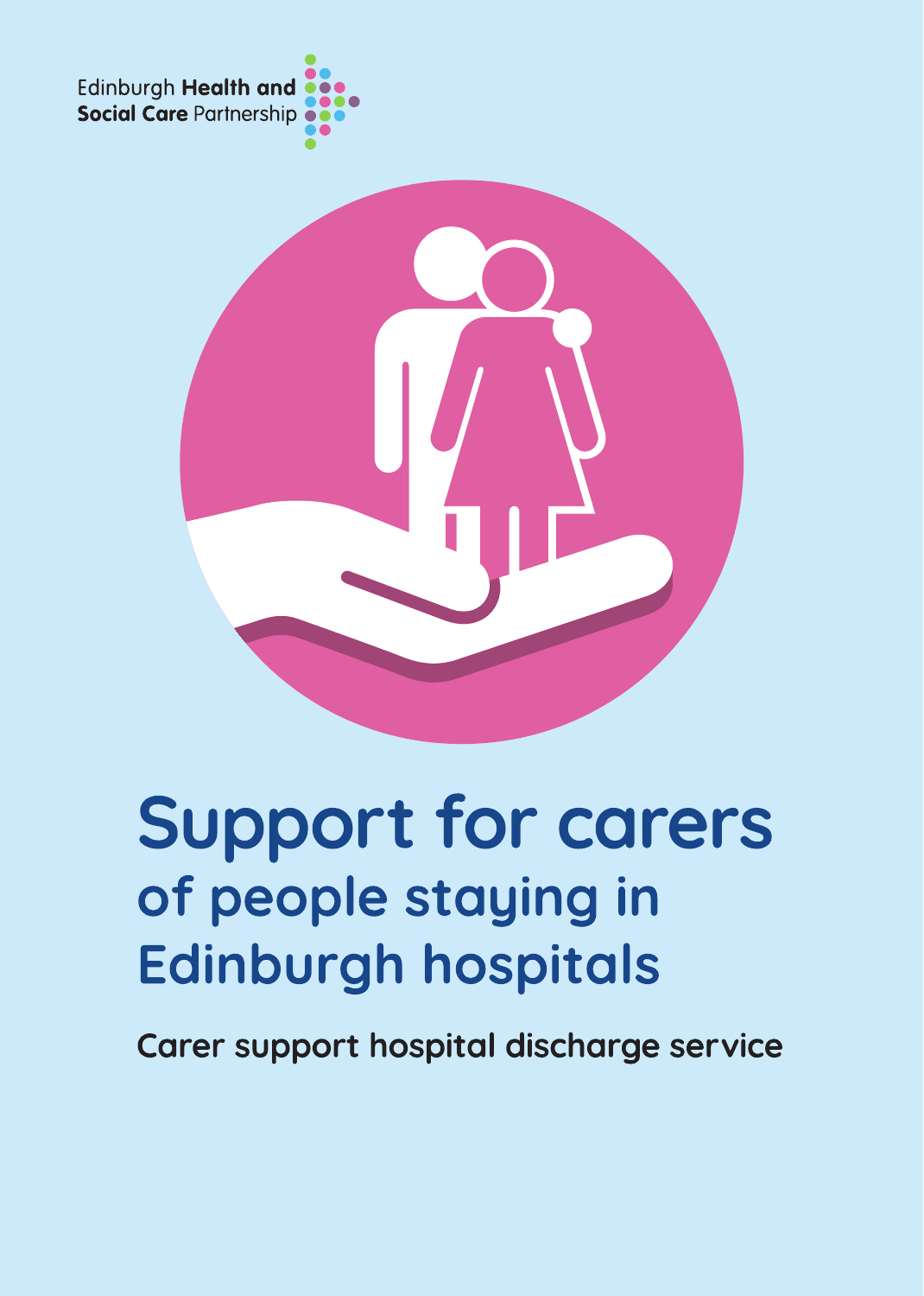Edinburgh **Health and**
**Social Care** Partnership

# Support for carers

## of people staying in Edinburgh hospitals

**Carer support hospital discharge service**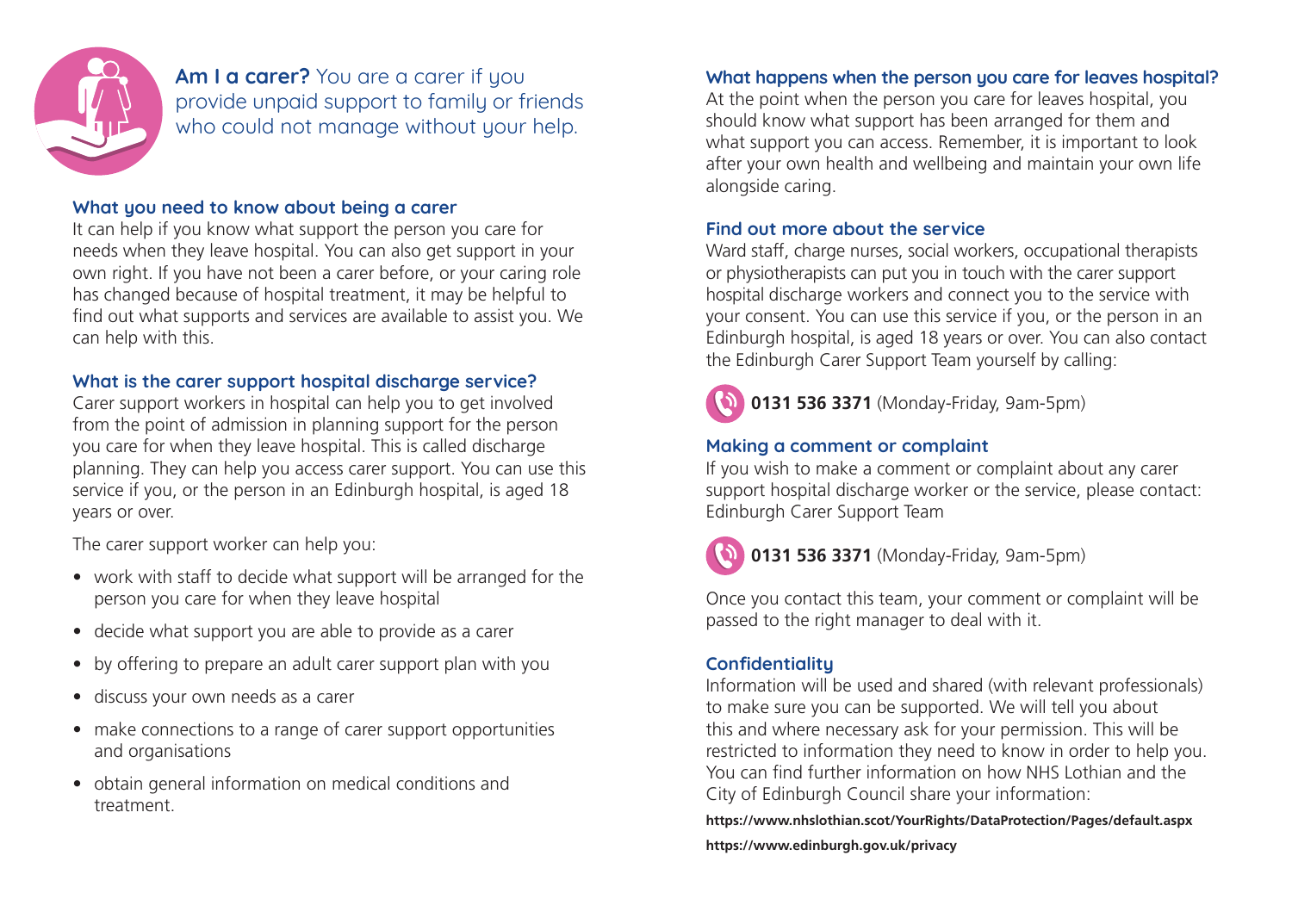**Am I a carer?** You are a carer if you provide unpaid support to family or friends who could not manage without your help.

## What you need to know about being a carer

It can help if you know what support the person you care for needs when they leave hospital. You can also get support in your own right. If you have not been a carer before, or your caring role has changed because of hospital treatment, it may be helpful to find out what supports and services are available to assist you. We can help with this.

## What is the carer support hospital discharge service?

Carer support workers in hospital can help you to get involved from the point of admission in planning support for the person you care for when they leave hospital. This is called discharge planning. They can help you access carer support. You can use this service if you, or the person in an Edinburgh hospital, is aged 18 years or over.

The carer support worker can help you:

- work with staff to decide what support will be arranged for the person you care for when they leave hospital
- decide what support you are able to provide as a carer
- by offering to prepare an adult carer support plan with you
- discuss your own needs as a carer
- make connections to a range of carer support opportunities and organisations
- obtain general information on medical conditions and treatment.

## What happens when the person you care for leaves hospital?

At the point when the person you care for leaves hospital, you should know what support has been arranged for them and what support you can access. Remember, it is important to look after your own health and wellbeing and maintain your own life alongside caring.

## Find out more about the service

Ward staff, charge nurses, social workers, occupational therapists or physiotherapists can put you in touch with the carer support hospital discharge workers and connect you to the service with your consent. You can use this service if you, or the person in an Edinburgh hospital, is aged 18 years or over. You can also contact the Edinburgh Carer Support Team yourself by calling:

**0131 536 3371** (Monday-Friday, 9am-5pm)

## Making a comment or complaint

If you wish to make a comment or complaint about any carer support hospital discharge worker or the service, please contact: Edinburgh Carer Support Team

**0131 536 3371** (Monday-Friday, 9am-5pm)

Once you contact this team, your comment or complaint will be passed to the right manager to deal with it.

## Confidentiality

Information will be used and shared (with relevant professionals) to make sure you can be supported. We will tell you about this and where necessary ask for your permission. This will be restricted to information they need to know in order to help you. You can find further information on how NHS Lothian and the City of Edinburgh Council share your information:

**https://www.nhslothian.scot/YourRights/DataProtection/Pages/default.aspx**

**https://www.edinburgh.gov.uk/privacy**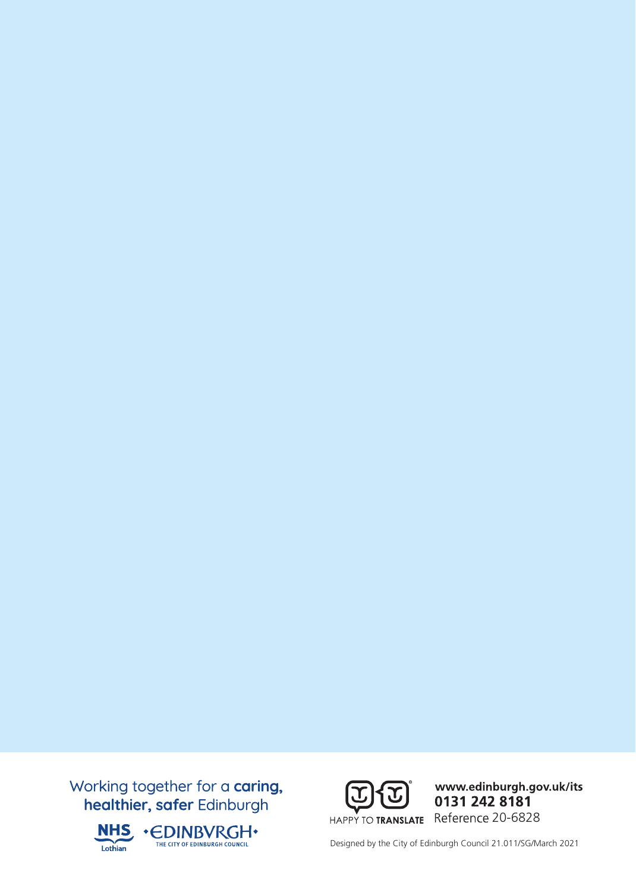Working together for a **caring, healthier, safer** Edinburgh

NHS Lothian

EDINBVRGH THE CITY OF EDINBURGH COUNCIL

HAPPY TO **TRANSLATE**

**www.edinburgh.gov.uk/its**
**0131 242 8181**
Reference 20-6828

Designed by the City of Edinburgh Council 21.011/SG/March 2021